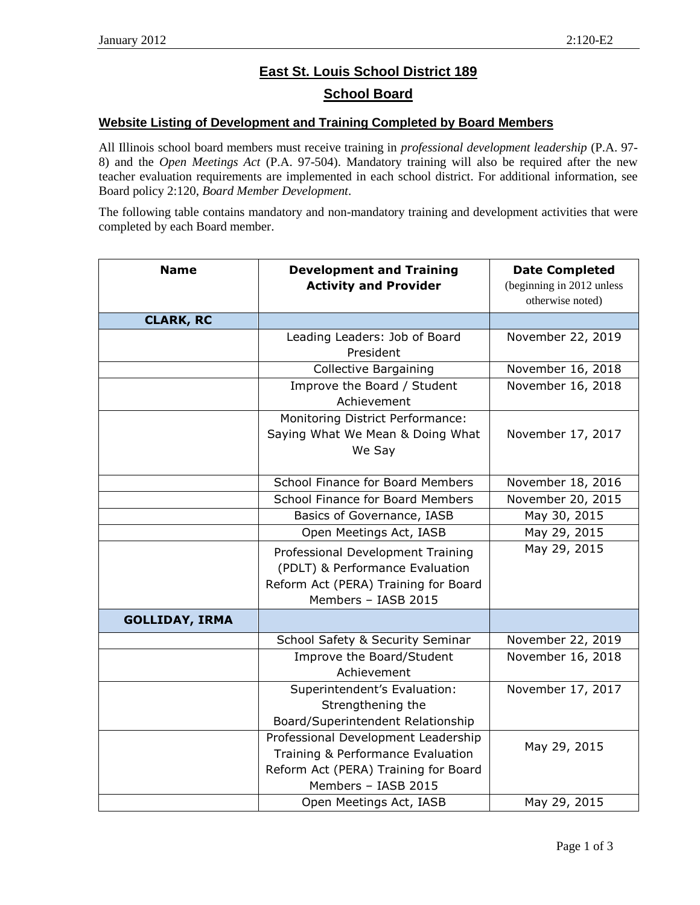# East St. Louis School District 189

## School Board

### Website Listing of Development and Training Completed by Board Members

All Illinois school board members must receive training in *professional development leadership* (P.A. 97-8) and the *Open Meetings Act* (P.A. 97-504). Mandatory training will also be required after the new teacher evaluation requirements are implemented in each school district. For additional information, see Board policy 2:120, *Board Member Development*.

The following table contains mandatory and non-mandatory training and development activities that were completed by each Board member.

| Name | Development and Training Activity and Provider | Date Completed (beginning in 2012 unless otherwise noted) |
|---|---|---|
| **CLARK, RC** | | |
| | Leading Leaders: Job of Board President | November 22, 2019 |
| | Collective Bargaining | November 16, 2018 |
| | Improve the Board / Student Achievement | November 16, 2018 |
| | Monitoring District Performance: Saying What We Mean & Doing What We Say | November 17, 2017 |
| | School Finance for Board Members | November 18, 2016 |
| | School Finance for Board Members | November 20, 2015 |
| | Basics of Governance, IASB | May 30, 2015 |
| | Open Meetings Act, IASB | May 29, 2015 |
| | Professional Development Training (PDLT) & Performance Evaluation Reform Act (PERA) Training for Board Members – IASB 2015 | May 29, 2015 |
| **GOLLIDAY, IRMA** | | |
| | School Safety & Security Seminar | November 22, 2019 |
| | Improve the Board/Student Achievement | November 16, 2018 |
| | Superintendent's Evaluation: Strengthening the Board/Superintendent Relationship | November 17, 2017 |
| | Professional Development Leadership Training & Performance Evaluation Reform Act (PERA) Training for Board Members – IASB 2015 | May 29, 2015 |
| | Open Meetings Act, IASB | May 29, 2015 |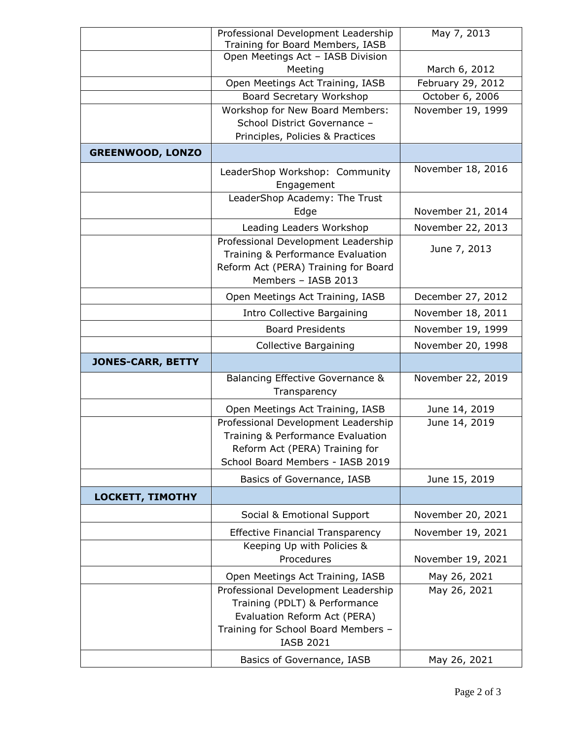| | | |
|---|---|---|
| | Professional Development Leadership Training for Board Members, IASB | May 7, 2013 |
| | Open Meetings Act – IASB Division Meeting | March 6, 2012 |
| | Open Meetings Act Training, IASB | February 29, 2012 |
| | Board Secretary Workshop | October 6, 2006 |
| | Workshop for New Board Members: School District Governance – Principles, Policies & Practices | November 19, 1999 |
| **GREENWOOD, LONZO** | | |
| | LeaderShop Workshop: Community Engagement | November 18, 2016 |
| | LeaderShop Academy: The Trust Edge | November 21, 2014 |
| | Leading Leaders Workshop | November 22, 2013 |
| | Professional Development Leadership Training & Performance Evaluation Reform Act (PERA) Training for Board Members – IASB 2013 | June 7, 2013 |
| | Open Meetings Act Training, IASB | December 27, 2012 |
| | Intro Collective Bargaining | November 18, 2011 |
| | Board Presidents | November 19, 1999 |
| | Collective Bargaining | November 20, 1998 |
| **JONES-CARR, BETTY** | | |
| | Balancing Effective Governance & Transparency | November 22, 2019 |
| | Open Meetings Act Training, IASB | June 14, 2019 |
| | Professional Development Leadership Training & Performance Evaluation Reform Act (PERA) Training for School Board Members - IASB 2019 | June 14, 2019 |
| | Basics of Governance, IASB | June 15, 2019 |
| **LOCKETT, TIMOTHY** | | |
| | Social & Emotional Support | November 20, 2021 |
| | Effective Financial Transparency | November 19, 2021 |
| | Keeping Up with Policies & Procedures | November 19, 2021 |
| | Open Meetings Act Training, IASB | May 26, 2021 |
| | Professional Development Leadership Training (PDLT) & Performance Evaluation Reform Act (PERA) Training for School Board Members – IASB 2021 | May 26, 2021 |
| | Basics of Governance, IASB | May 26, 2021 |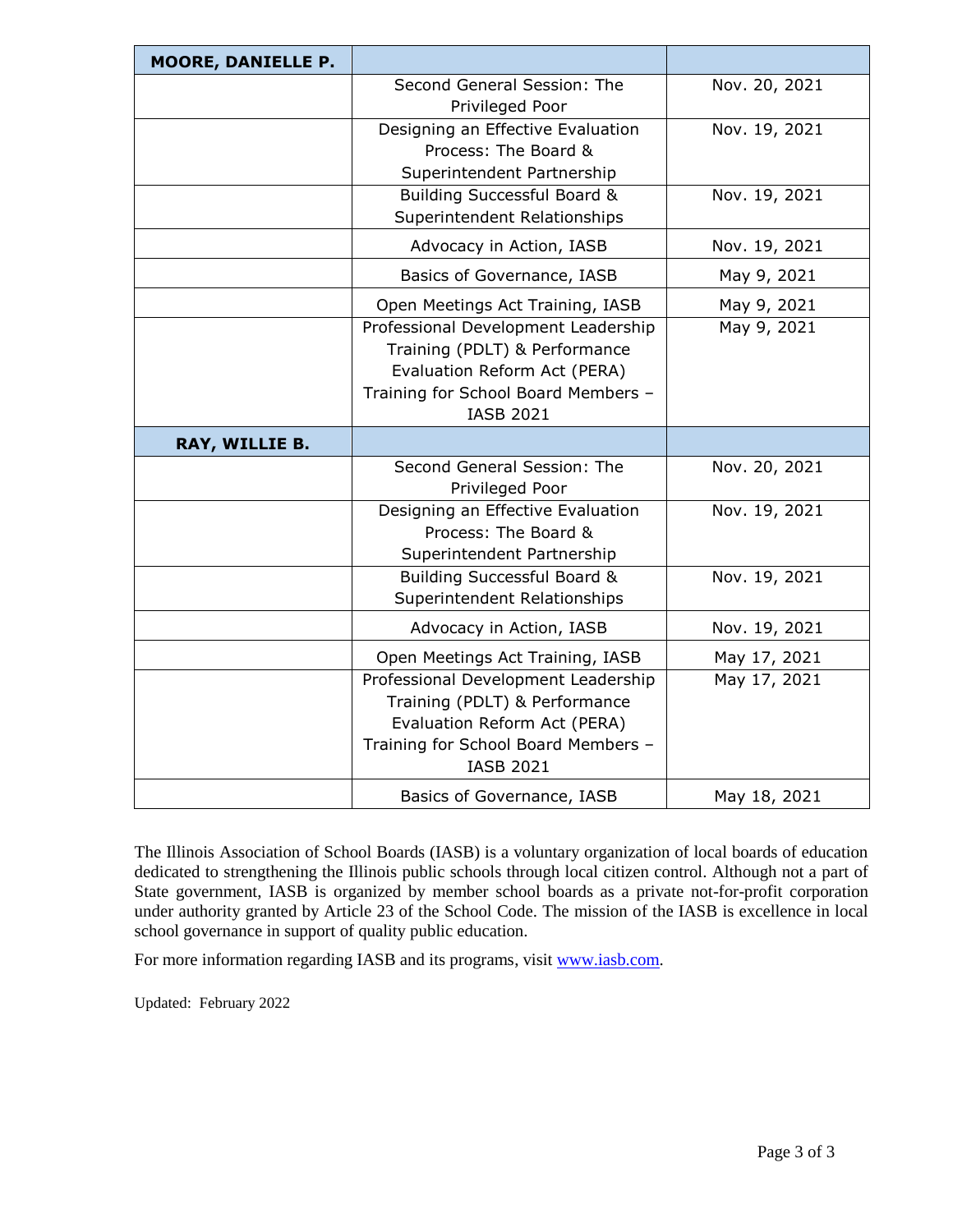| | | |
|---|---|---|
| **MOORE, DANIELLE P.** | | |
| | Second General Session: The Privileged Poor | Nov. 20, 2021 |
| | Designing an Effective Evaluation Process: The Board & Superintendent Partnership | Nov. 19, 2021 |
| | Building Successful Board & Superintendent Relationships | Nov. 19, 2021 |
| | Advocacy in Action, IASB | Nov. 19, 2021 |
| | Basics of Governance, IASB | May 9, 2021 |
| | Open Meetings Act Training, IASB | May 9, 2021 |
| | Professional Development Leadership Training (PDLT) & Performance Evaluation Reform Act (PERA) Training for School Board Members – IASB 2021 | May 9, 2021 |
| **RAY, WILLIE B.** | | |
| | Second General Session: The Privileged Poor | Nov. 20, 2021 |
| | Designing an Effective Evaluation Process: The Board & Superintendent Partnership | Nov. 19, 2021 |
| | Building Successful Board & Superintendent Relationships | Nov. 19, 2021 |
| | Advocacy in Action, IASB | Nov. 19, 2021 |
| | Open Meetings Act Training, IASB | May 17, 2021 |
| | Professional Development Leadership Training (PDLT) & Performance Evaluation Reform Act (PERA) Training for School Board Members – IASB 2021 | May 17, 2021 |
| | Basics of Governance, IASB | May 18, 2021 |

The Illinois Association of School Boards (IASB) is a voluntary organization of local boards of education dedicated to strengthening the Illinois public schools through local citizen control. Although not a part of State government, IASB is organized by member school boards as a private not-for-profit corporation under authority granted by Article 23 of the School Code. The mission of the IASB is excellence in local school governance in support of quality public education.

For more information regarding IASB and its programs, visit [www.iasb.com](http://www.iasb.com).

Updated: February 2022